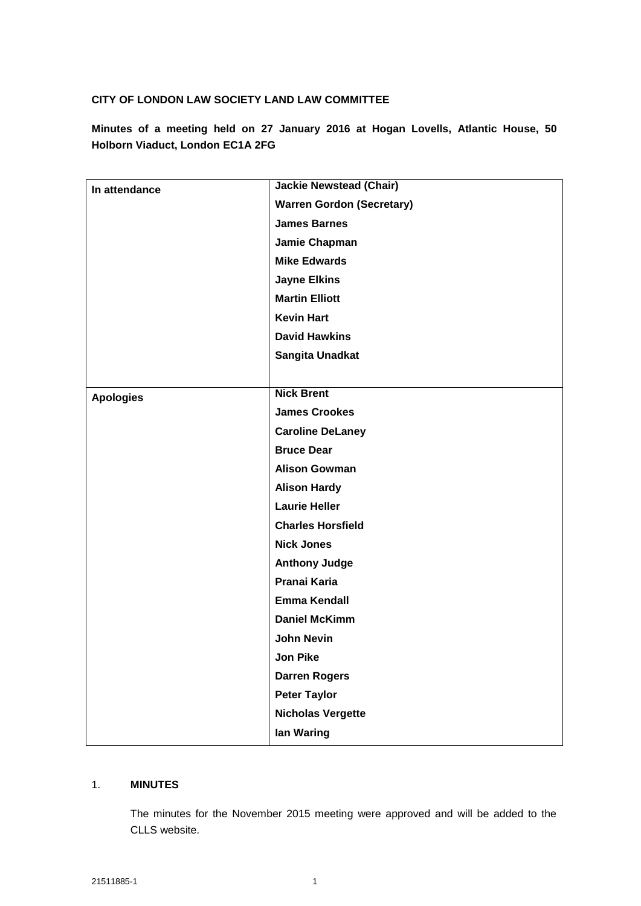**CITY OF LONDON LAW SOCIETY LAND LAW COMMITTEE**

**Minutes of a meeting held on 27 January 2016 at Hogan Lovells, Atlantic House, 50 Holborn Viaduct, London EC1A 2FG**

| | |
|---|---|
| **In attendance** | **Jackie Newstead (Chair)**<br>**Warren Gordon (Secretary)**<br>**James Barnes**<br>**Jamie Chapman**<br>**Mike Edwards**<br>**Jayne Elkins**<br>**Martin Elliott**<br>**Kevin Hart**<br>**David Hawkins**<br>**Sangita Unadkat** |
| **Apologies** | **Nick Brent**<br>**James Crookes**<br>**Caroline DeLaney**<br>**Bruce Dear**<br>**Alison Gowman**<br>**Alison Hardy**<br>**Laurie Heller**<br>**Charles Horsfield**<br>**Nick Jones**<br>**Anthony Judge**<br>**Pranai Karia**<br>**Emma Kendall**<br>**Daniel McKimm**<br>**John Nevin**<br>**Jon Pike**<br>**Darren Rogers**<br>**Peter Taylor**<br>**Nicholas Vergette**<br>**Ian Waring** |

1. **MINUTES**

   The minutes for the November 2015 meeting were approved and will be added to the CLLS website.

21511885-1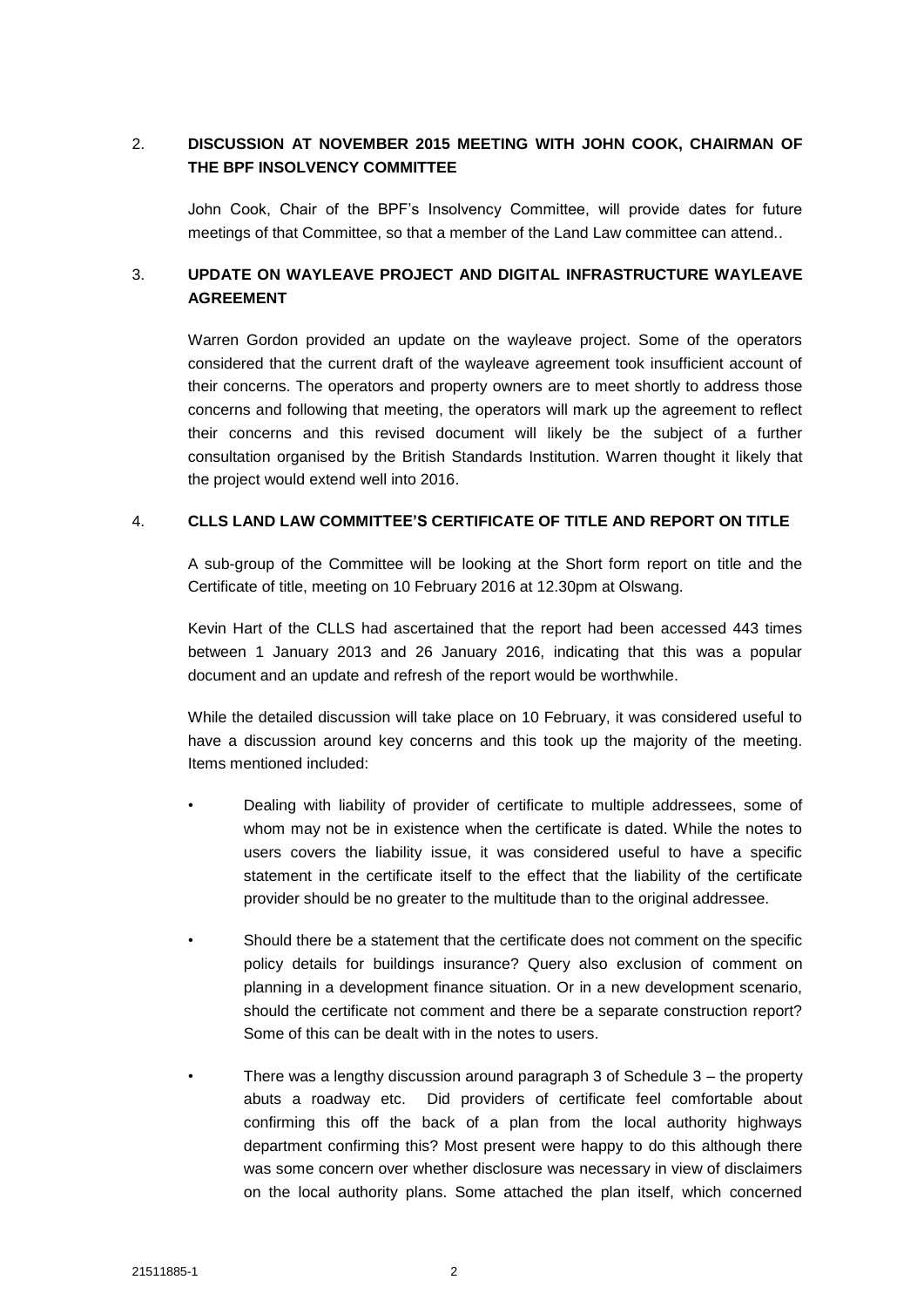## 2. DISCUSSION AT NOVEMBER 2015 MEETING WITH JOHN COOK, CHAIRMAN OF THE BPF INSOLVENCY COMMITTEE

John Cook, Chair of the BPF's Insolvency Committee, will provide dates for future meetings of that Committee, so that a member of the Land Law committee can attend..

## 3. UPDATE ON WAYLEAVE PROJECT AND DIGITAL INFRASTRUCTURE WAYLEAVE AGREEMENT

Warren Gordon provided an update on the wayleave project. Some of the operators considered that the current draft of the wayleave agreement took insufficient account of their concerns. The operators and property owners are to meet shortly to address those concerns and following that meeting, the operators will mark up the agreement to reflect their concerns and this revised document will likely be the subject of a further consultation organised by the British Standards Institution. Warren thought it likely that the project would extend well into 2016.

## 4. CLLS LAND LAW COMMITTEE'S CERTIFICATE OF TITLE AND REPORT ON TITLE

A sub-group of the Committee will be looking at the Short form report on title and the Certificate of title, meeting on 10 February 2016 at 12.30pm at Olswang.

Kevin Hart of the CLLS had ascertained that the report had been accessed 443 times between 1 January 2013 and 26 January 2016, indicating that this was a popular document and an update and refresh of the report would be worthwhile.

While the detailed discussion will take place on 10 February, it was considered useful to have a discussion around key concerns and this took up the majority of the meeting. Items mentioned included:

- Dealing with liability of provider of certificate to multiple addressees, some of whom may not be in existence when the certificate is dated. While the notes to users covers the liability issue, it was considered useful to have a specific statement in the certificate itself to the effect that the liability of the certificate provider should be no greater to the multitude than to the original addressee.
- Should there be a statement that the certificate does not comment on the specific policy details for buildings insurance? Query also exclusion of comment on planning in a development finance situation. Or in a new development scenario, should the certificate not comment and there be a separate construction report? Some of this can be dealt with in the notes to users.
- There was a lengthy discussion around paragraph 3 of Schedule 3 – the property abuts a roadway etc. Did providers of certificate feel comfortable about confirming this off the back of a plan from the local authority highways department confirming this? Most present were happy to do this although there was some concern over whether disclosure was necessary in view of disclaimers on the local authority plans. Some attached the plan itself, which concerned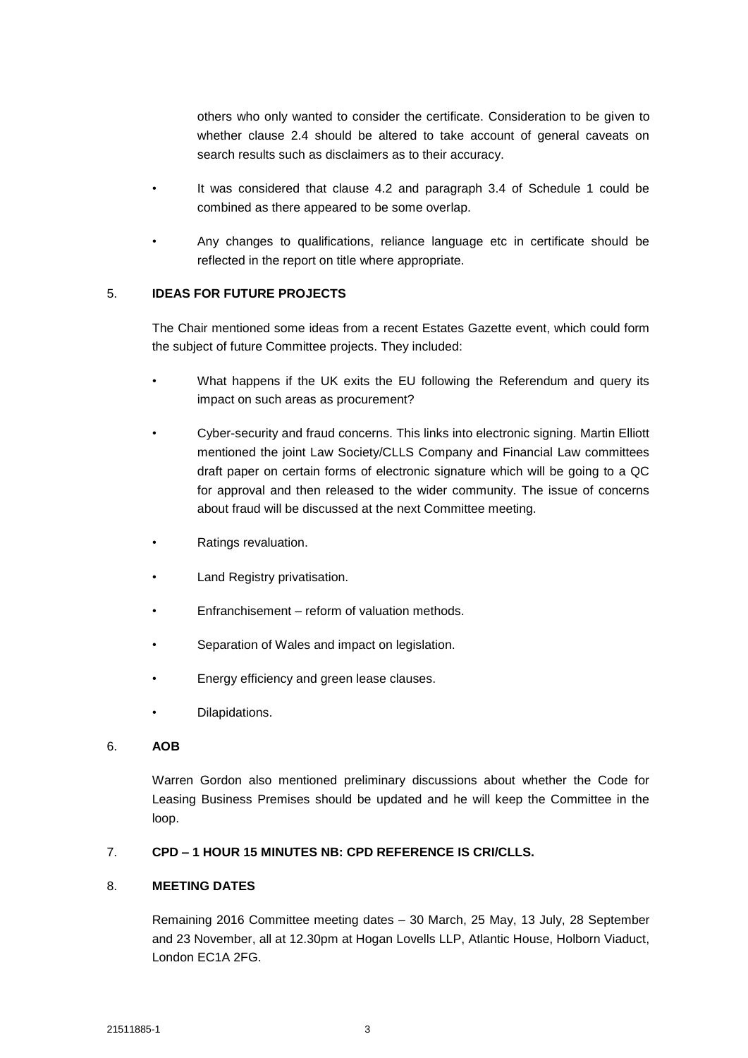others who only wanted to consider the certificate. Consideration to be given to whether clause 2.4 should be altered to take account of general caveats on search results such as disclaimers as to their accuracy.

- It was considered that clause 4.2 and paragraph 3.4 of Schedule 1 could be combined as there appeared to be some overlap.
- Any changes to qualifications, reliance language etc in certificate should be reflected in the report on title where appropriate.

## 5. IDEAS FOR FUTURE PROJECTS

The Chair mentioned some ideas from a recent Estates Gazette event, which could form the subject of future Committee projects. They included:

- What happens if the UK exits the EU following the Referendum and query its impact on such areas as procurement?
- Cyber-security and fraud concerns. This links into electronic signing. Martin Elliott mentioned the joint Law Society/CLLS Company and Financial Law committees draft paper on certain forms of electronic signature which will be going to a QC for approval and then released to the wider community. The issue of concerns about fraud will be discussed at the next Committee meeting.
- Ratings revaluation.
- Land Registry privatisation.
- Enfranchisement – reform of valuation methods.
- Separation of Wales and impact on legislation.
- Energy efficiency and green lease clauses.
- Dilapidations.

## 6. AOB

Warren Gordon also mentioned preliminary discussions about whether the Code for Leasing Business Premises should be updated and he will keep the Committee in the loop.

## 7. CPD – 1 HOUR 15 MINUTES NB: CPD REFERENCE IS CRI/CLLS.

## 8. MEETING DATES

Remaining 2016 Committee meeting dates – 30 March, 25 May, 13 July, 28 September and 23 November, all at 12.30pm at Hogan Lovells LLP, Atlantic House, Holborn Viaduct, London EC1A 2FG.

21511885-1